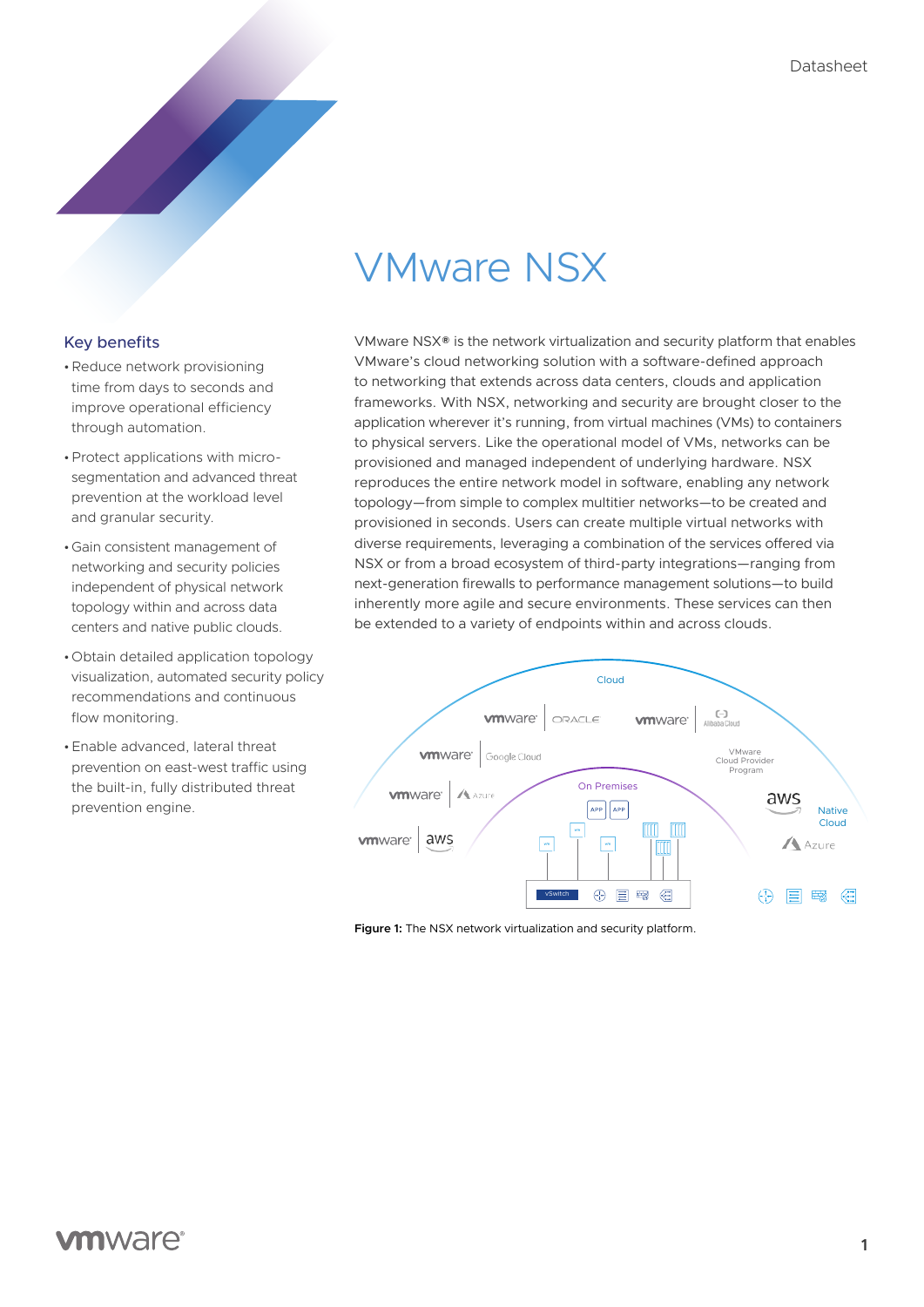# VMware NSX

## Key benefits

- Reduce network provisioning time from days to seconds and improve operational efficiency through automation.
- Protect applications with micro-segmentation and advanced threat prevention at the workload level and granular security.
- Gain consistent management of networking and security policies independent of physical network topology within and across data centers and native public clouds.
- Obtain detailed application topology visualization, automated security policy recommendations and continuous flow monitoring.
- Enable advanced, lateral threat prevention on east-west traffic using the built-in, fully distributed threat prevention engine.

VMware NSX® is the network virtualization and security platform that enables VMware's cloud networking solution with a software-defined approach to networking that extends across data centers, clouds and application frameworks. With NSX, networking and security are brought closer to the application wherever it's running, from virtual machines (VMs) to containers to physical servers. Like the operational model of VMs, networks can be provisioned and managed independent of underlying hardware. NSX reproduces the entire network model in software, enabling any network topology—from simple to complex multitier networks—to be created and provisioned in seconds. Users can create multiple virtual networks with diverse requirements, leveraging a combination of the services offered via NSX or from a broad ecosystem of third-party integrations—ranging from next-generation firewalls to performance management solutions—to build inherently more agile and secure environments. These services can then be extended to a variety of endpoints within and across clouds.

**Figure 1:** The NSX network virtualization and security platform.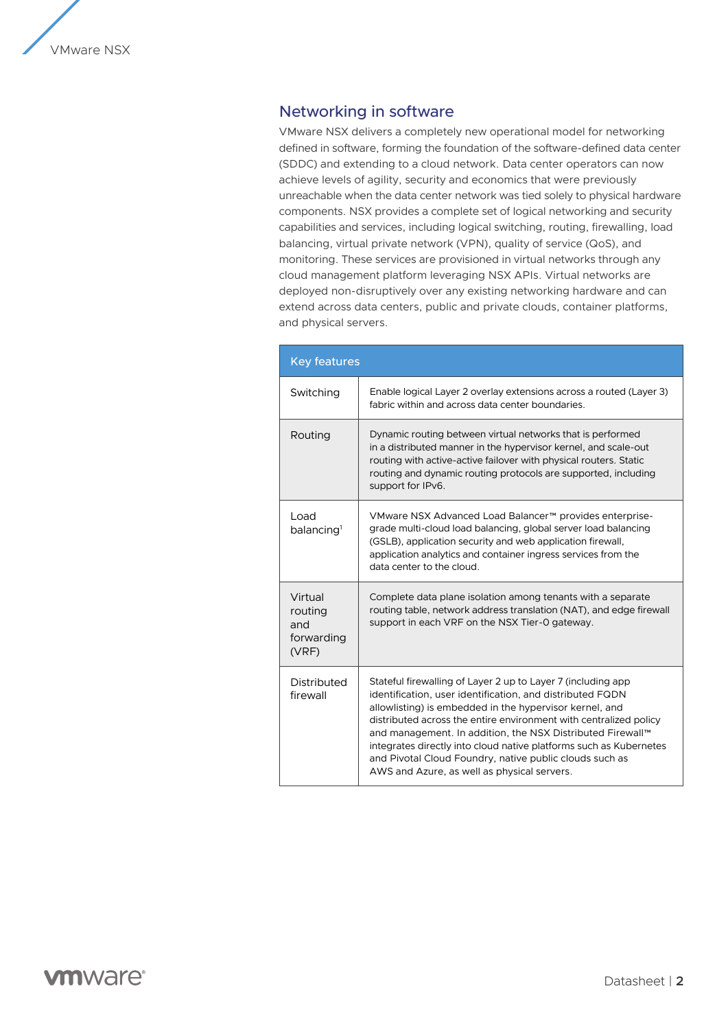## Networking in software

VMware NSX delivers a completely new operational model for networking defined in software, forming the foundation of the software-defined data center (SDDC) and extending to a cloud network. Data center operators can now achieve levels of agility, security and economics that were previously unreachable when the data center network was tied solely to physical hardware components. NSX provides a complete set of logical networking and security capabilities and services, including logical switching, routing, firewalling, load balancing, virtual private network (VPN), quality of service (QoS), and monitoring. These services are provisioned in virtual networks through any cloud management platform leveraging NSX APIs. Virtual networks are deployed non-disruptively over any existing networking hardware and can extend across data centers, public and private clouds, container platforms, and physical servers.

| Key features | |
|---|---|
| Switching | Enable logical Layer 2 overlay extensions across a routed (Layer 3) fabric within and across data center boundaries. |
| Routing | Dynamic routing between virtual networks that is performed in a distributed manner in the hypervisor kernel, and scale-out routing with active-active failover with physical routers. Static routing and dynamic routing protocols are supported, including support for IPv6. |
| Load balancing[1] | VMware NSX Advanced Load Balancer™ provides enterprise-grade multi-cloud load balancing, global server load balancing (GSLB), application security and web application firewall, application analytics and container ingress services from the data center to the cloud. |
| Virtual routing and forwarding (VRF) | Complete data plane isolation among tenants with a separate routing table, network address translation (NAT), and edge firewall support in each VRF on the NSX Tier-0 gateway. |
| Distributed firewall | Stateful firewalling of Layer 2 up to Layer 7 (including app identification, user identification, and distributed FQDN allowlisting) is embedded in the hypervisor kernel, and distributed across the entire environment with centralized policy and management. In addition, the NSX Distributed Firewall™ integrates directly into cloud native platforms such as Kubernetes and Pivotal Cloud Foundry, native public clouds such as AWS and Azure, as well as physical servers. |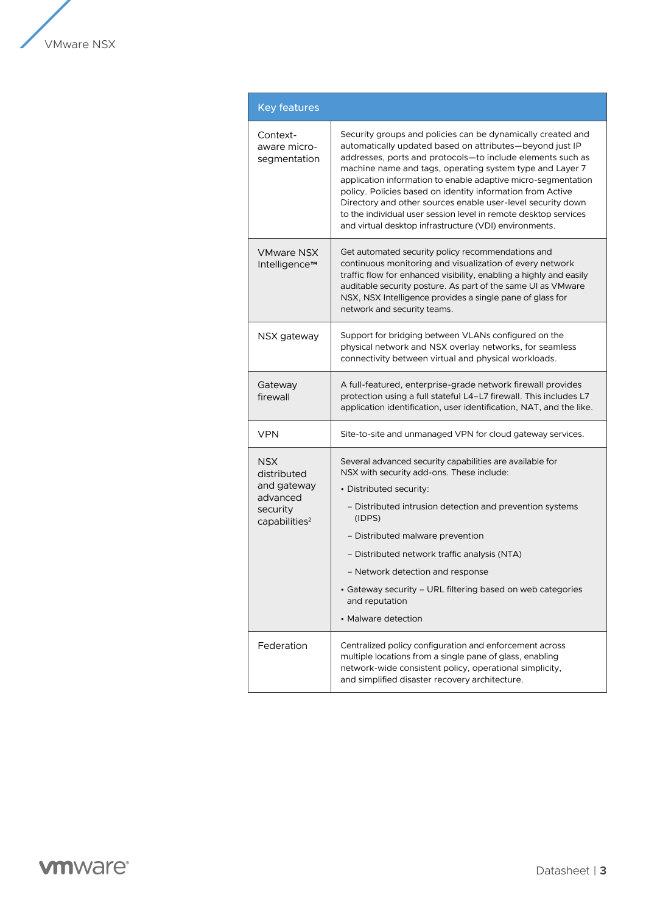| Key features | |
|---|---|
| Context-aware micro-segmentation | Security groups and policies can be dynamically created and automatically updated based on attributes—beyond just IP addresses, ports and protocols—to include elements such as machine name and tags, operating system type and Layer 7 application information to enable adaptive micro-segmentation policy. Policies based on identity information from Active Directory and other sources enable user-level security down to the individual user session level in remote desktop services and virtual desktop infrastructure (VDI) environments. |
| VMware NSX Intelligence™ | Get automated security policy recommendations and continuous monitoring and visualization of every network traffic flow for enhanced visibility, enabling a highly and easily auditable security posture. As part of the same UI as VMware NSX, NSX Intelligence provides a single pane of glass for network and security teams. |
| NSX gateway | Support for bridging between VLANs configured on the physical network and NSX overlay networks, for seamless connectivity between virtual and physical workloads. |
| Gateway firewall | A full-featured, enterprise-grade network firewall provides protection using a full stateful L4–L7 firewall. This includes L7 application identification, user identification, NAT, and the like. |
| VPN | Site-to-site and unmanaged VPN for cloud gateway services. |
| NSX distributed and gateway advanced security capabilities[2] | Several advanced security capabilities are available for NSX with security add-ons. These include:<br>• Distributed security:<br>– Distributed intrusion detection and prevention systems (IDPS)<br>– Distributed malware prevention<br>– Distributed network traffic analysis (NTA)<br>– Network detection and response<br>• Gateway security – URL filtering based on web categories and reputation<br>• Malware detection |
| Federation | Centralized policy configuration and enforcement across multiple locations from a single pane of glass, enabling network-wide consistent policy, operational simplicity, and simplified disaster recovery architecture. |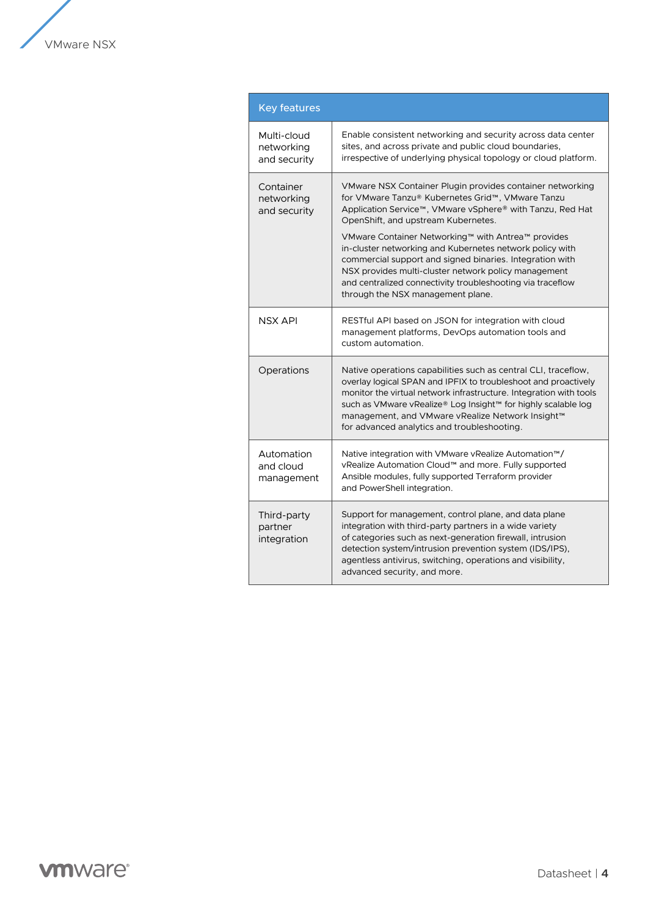| Key features | |
|---|---|
| Multi-cloud networking and security | Enable consistent networking and security across data center sites, and across private and public cloud boundaries, irrespective of underlying physical topology or cloud platform. |
| Container networking and security | VMware NSX Container Plugin provides container networking for VMware Tanzu® Kubernetes Grid™, VMware Tanzu Application Service™, VMware vSphere® with Tanzu, Red Hat OpenShift, and upstream Kubernetes.<br><br>VMware Container Networking™ with Antrea™ provides in-cluster networking and Kubernetes network policy with commercial support and signed binaries. Integration with NSX provides multi-cluster network policy management and centralized connectivity troubleshooting via traceflow through the NSX management plane. |
| NSX API | RESTful API based on JSON for integration with cloud management platforms, DevOps automation tools and custom automation. |
| Operations | Native operations capabilities such as central CLI, traceflow, overlay logical SPAN and IPFIX to troubleshoot and proactively monitor the virtual network infrastructure. Integration with tools such as VMware vRealize® Log Insight™ for highly scalable log management, and VMware vRealize Network Insight™ for advanced analytics and troubleshooting. |
| Automation and cloud management | Native integration with VMware vRealize Automation™/ vRealize Automation Cloud™ and more. Fully supported Ansible modules, fully supported Terraform provider and PowerShell integration. |
| Third-party partner integration | Support for management, control plane, and data plane integration with third-party partners in a wide variety of categories such as next-generation firewall, intrusion detection system/intrusion prevention system (IDS/IPS), agentless antivirus, switching, operations and visibility, advanced security, and more. |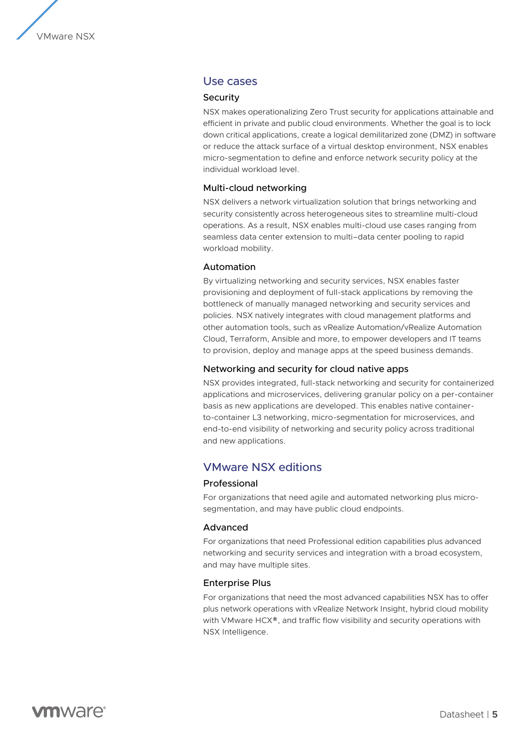## Use cases

### Security

NSX makes operationalizing Zero Trust security for applications attainable and efficient in private and public cloud environments. Whether the goal is to lock down critical applications, create a logical demilitarized zone (DMZ) in software or reduce the attack surface of a virtual desktop environment, NSX enables micro-segmentation to define and enforce network security policy at the individual workload level.

### Multi-cloud networking

NSX delivers a network virtualization solution that brings networking and security consistently across heterogeneous sites to streamline multi-cloud operations. As a result, NSX enables multi-cloud use cases ranging from seamless data center extension to multi–data center pooling to rapid workload mobility.

### Automation

By virtualizing networking and security services, NSX enables faster provisioning and deployment of full-stack applications by removing the bottleneck of manually managed networking and security services and policies. NSX natively integrates with cloud management platforms and other automation tools, such as vRealize Automation/vRealize Automation Cloud, Terraform, Ansible and more, to empower developers and IT teams to provision, deploy and manage apps at the speed business demands.

### Networking and security for cloud native apps

NSX provides integrated, full-stack networking and security for containerized applications and microservices, delivering granular policy on a per-container basis as new applications are developed. This enables native container-to-container L3 networking, micro-segmentation for microservices, and end-to-end visibility of networking and security policy across traditional and new applications.

## VMware NSX editions

### Professional

For organizations that need agile and automated networking plus micro-segmentation, and may have public cloud endpoints.

### Advanced

For organizations that need Professional edition capabilities plus advanced networking and security services and integration with a broad ecosystem, and may have multiple sites.

### Enterprise Plus

For organizations that need the most advanced capabilities NSX has to offer plus network operations with vRealize Network Insight, hybrid cloud mobility with VMware HCX®, and traffic flow visibility and security operations with NSX Intelligence.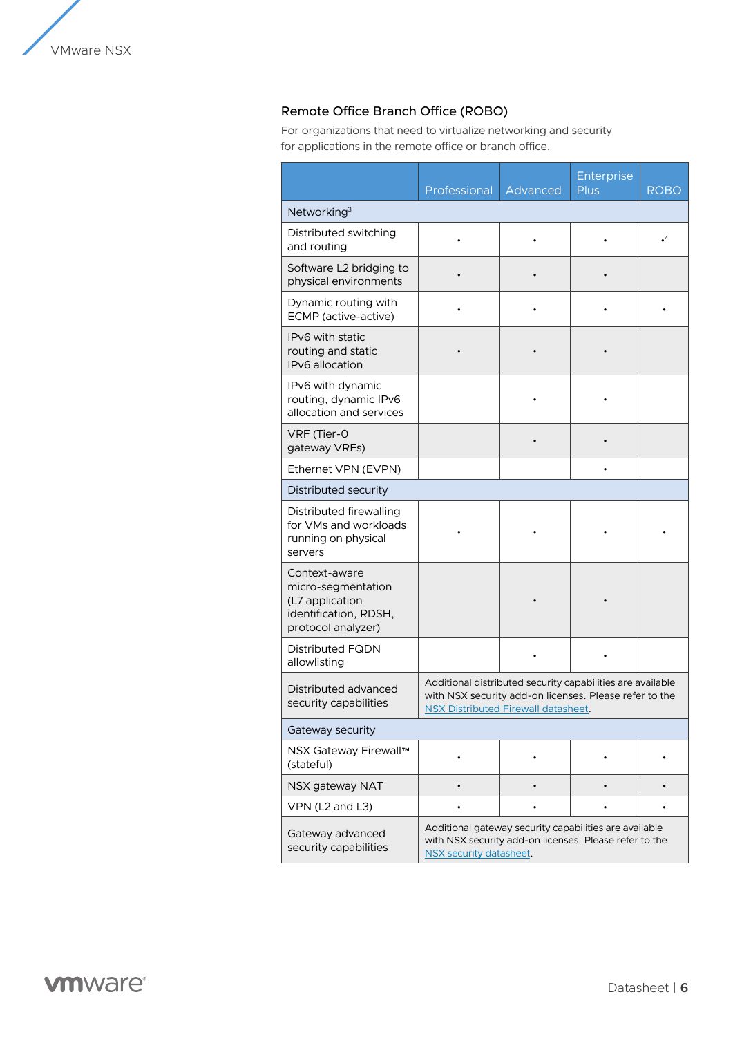### Remote Office Branch Office (ROBO)

For organizations that need to virtualize networking and security for applications in the remote office or branch office.

| | Professional | Advanced | Enterprise Plus | ROBO |
|---|---|---|---|---|
| **Networking[3]** | | | | |
| Distributed switching and routing | • | • | • | •[4] |
| Software L2 bridging to physical environments | • | • | • | |
| Dynamic routing with ECMP (active-active) | • | • | • | • |
| IPv6 with static routing and static IPv6 allocation | • | • | • | |
| IPv6 with dynamic routing, dynamic IPv6 allocation and services | | • | • | |
| VRF (Tier-0 gateway VRFs) | | • | • | |
| Ethernet VPN (EVPN) | | | • | |
| **Distributed security** | | | | |
| Distributed firewalling for VMs and workloads running on physical servers | • | • | • | • |
| Context-aware micro-segmentation (L7 application identification, RDSH, protocol analyzer) | | • | • | |
| Distributed FQDN allowlisting | | • | • | |
| Distributed advanced security capabilities | Additional distributed security capabilities are available with NSX security add-on licenses. Please refer to the NSX Distributed Firewall datasheet. | | | |
| **Gateway security** | | | | |
| NSX Gateway Firewall™ (stateful) | • | • | • | • |
| NSX gateway NAT | • | • | • | • |
| VPN (L2 and L3) | • | • | • | • |
| Gateway advanced security capabilities | Additional gateway security capabilities are available with NSX security add-on licenses. Please refer to the NSX security datasheet. | | | |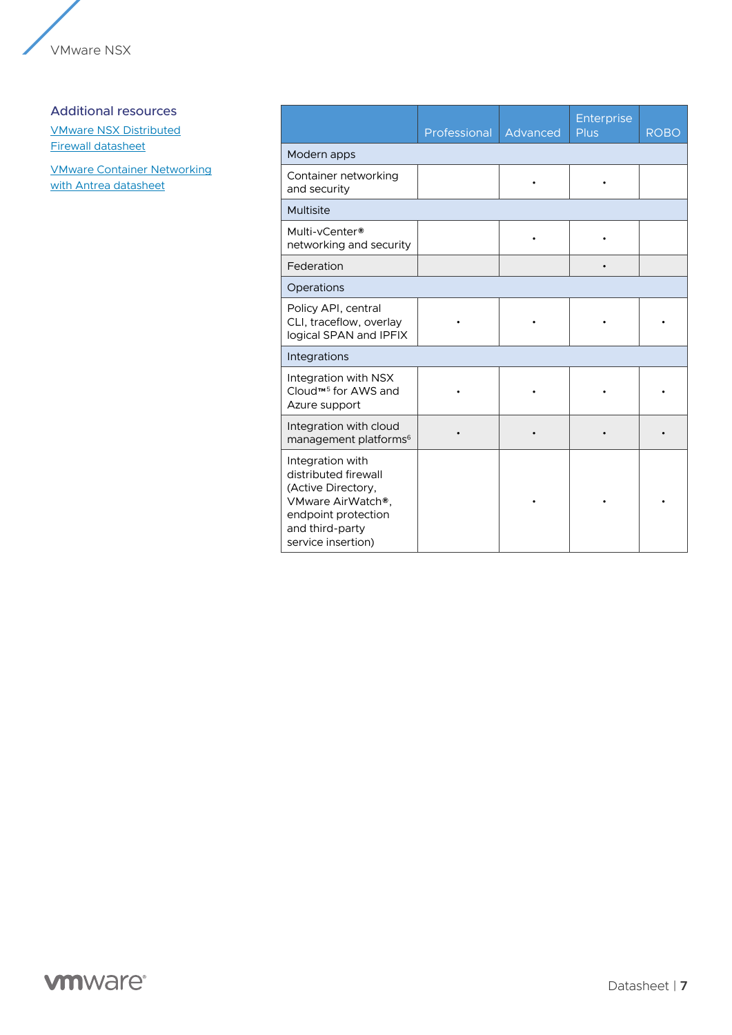## Additional resources

[VMware NSX Distributed Firewall datasheet]

[VMware Container Networking with Antrea datasheet]

| | Professional | Advanced | Enterprise Plus | ROBO |
|---|---|---|---|---|
| **Modern apps** | | | | |
| Container networking and security | | • | • | |
| **Multisite** | | | | |
| Multi-vCenter® networking and security | | • | • | |
| Federation | | | • | |
| **Operations** | | | | |
| Policy API, central CLI, traceflow, overlay logical SPAN and IPFIX | • | • | • | • |
| **Integrations** | | | | |
| Integration with NSX Cloud™[5] for AWS and Azure support | • | • | • | • |
| Integration with cloud management platforms[6] | • | • | • | • |
| Integration with distributed firewall (Active Directory, VMware AirWatch®, endpoint protection and third-party service insertion) | | • | • | • |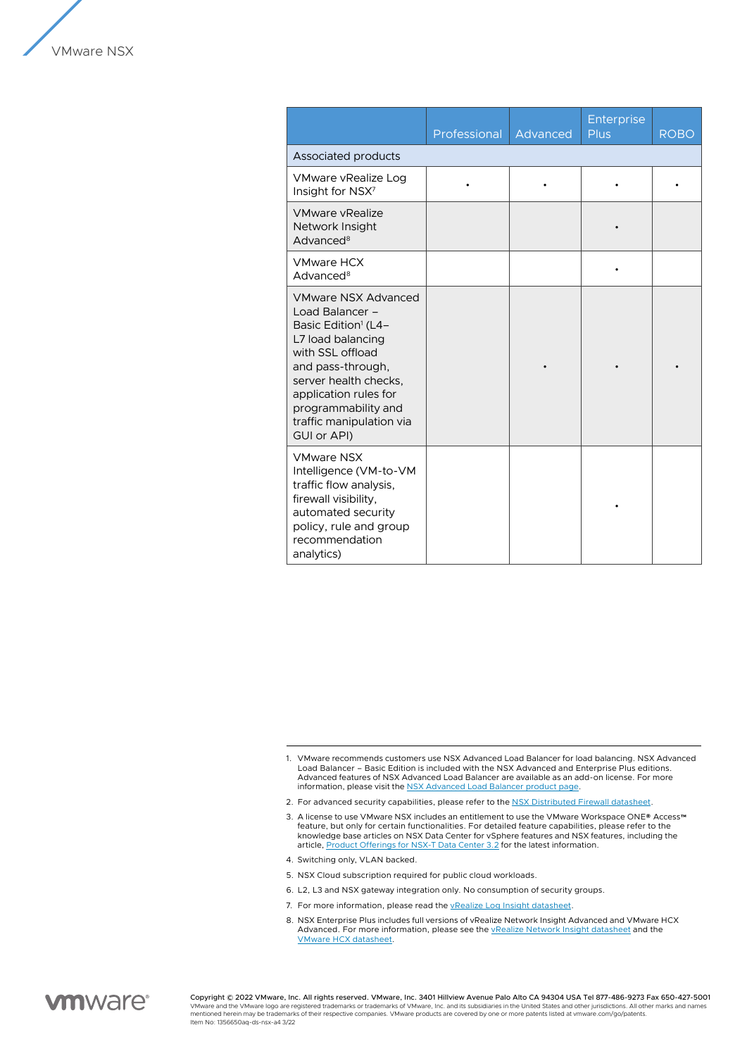| | Professional | Advanced | Enterprise Plus | ROBO |
|---|---|---|---|---|
| Associated products | | | | |
| VMware vRealize Log Insight for NSX[7] | • | • | • | • |
| VMware vRealize Network Insight Advanced[8] | | | • | |
| VMware HCX Advanced[8] | | | • | |
| VMware NSX Advanced Load Balancer – Basic Edition[1] (L4–L7 load balancing with SSL offload and pass-through, server health checks, application rules for programmability and traffic manipulation via GUI or API) | | • | • | • |
| VMware NSX Intelligence (VM-to-VM traffic flow analysis, firewall visibility, automated security policy, rule and group recommendation analytics) | | | • | |

1. VMware recommends customers use NSX Advanced Load Balancer for load balancing. NSX Advanced Load Balancer – Basic Edition is included with the NSX Advanced and Enterprise Plus editions. Advanced features of NSX Advanced Load Balancer are available as an add-on license. For more information, please visit the NSX Advanced Load Balancer product page.
2. For advanced security capabilities, please refer to the NSX Distributed Firewall datasheet.
3. A license to use VMware NSX includes an entitlement to use the VMware Workspace ONE® Access™ feature, but only for certain functionalities. For detailed feature capabilities, please refer to the knowledge base articles on NSX Data Center for vSphere features and NSX features, including the article, Product Offerings for NSX-T Data Center 3.2 for the latest information.
4. Switching only, VLAN backed.
5. NSX Cloud subscription required for public cloud workloads.
6. L2, L3 and NSX gateway integration only. No consumption of security groups.
7. For more information, please read the vRealize Log Insight datasheet.
8. NSX Enterprise Plus includes full versions of vRealize Network Insight Advanced and VMware HCX Advanced. For more information, please see the vRealize Network Insight datasheet and the VMware HCX datasheet.

**Copyright © 2022 VMware, Inc. All rights reserved. VMware, Inc. 3401 Hillview Avenue Palo Alto CA 94304 USA Tel 877-486-9273 Fax 650-427-5001**
VMware and the VMware logo are registered trademarks or trademarks of VMware, Inc. and its subsidiaries in the United States and other jurisdictions. All other marks and names mentioned herein may be trademarks of their respective companies. VMware products are covered by one or more patents listed at vmware.com/go/patents.
Item No: 1356650aq-ds-nsx-a4 3/22